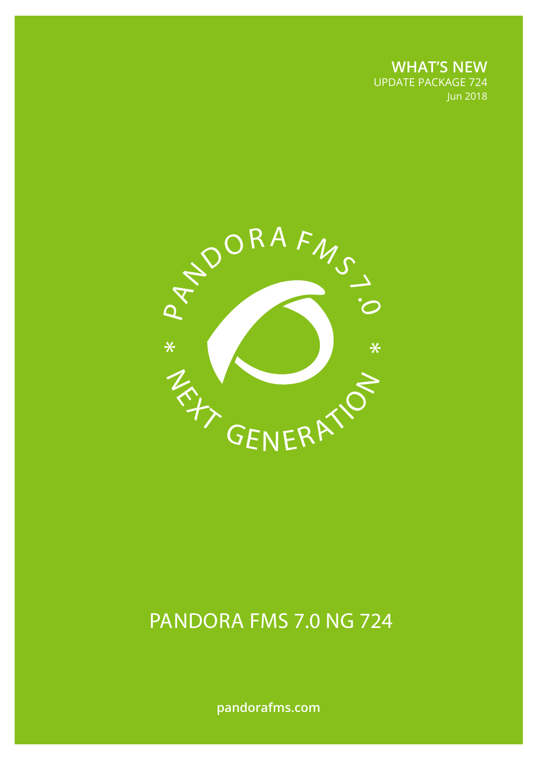**WHAT'S NEW**
UPDATE PACKAGE 724
Jun 2018

PANDORA FMS 7.0 * NEXT GENERATION *

# PANDORA FMS 7.0 NG 724

**pandorafms.com**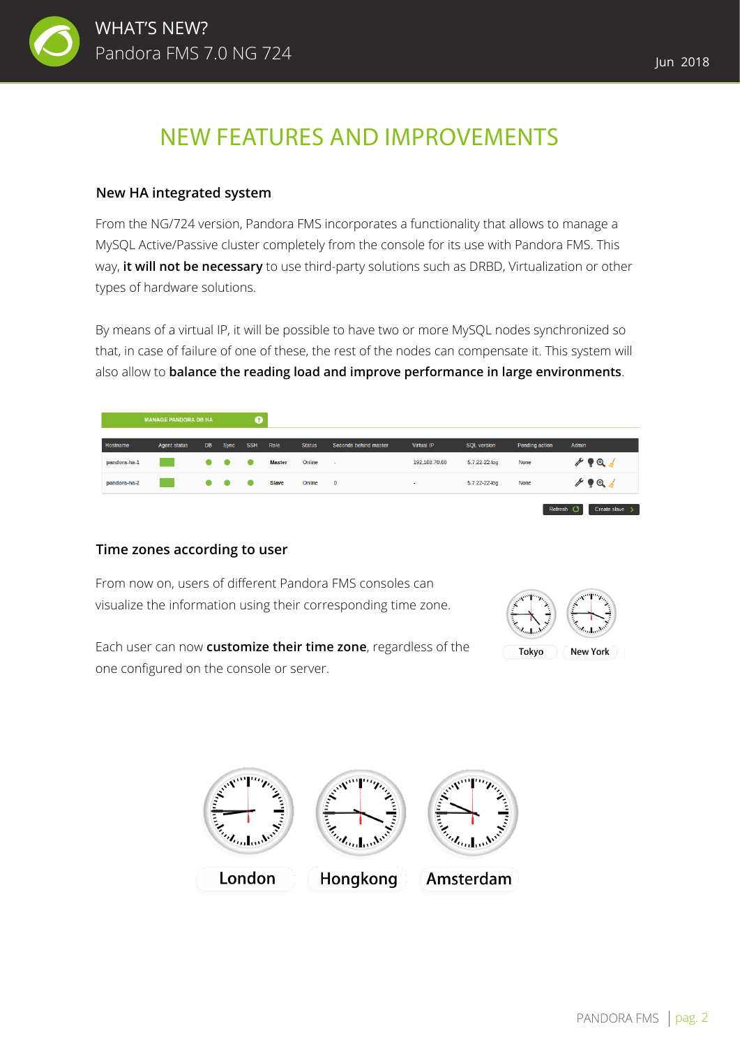# NEW FEATURES AND IMPROVEMENTS

## New HA integrated system

From the NG/724 version, Pandora FMS incorporates a functionality that allows to manage a MySQL Active/Passive cluster completely from the console for its use with Pandora FMS. This way, **it will not be necessary** to use third-party solutions such as DRBD, Virtualization or other types of hardware solutions.

By means of a virtual IP, it will be possible to have two or more MySQL nodes synchronized so that, in case of failure of one of these, the rest of the nodes can compensate it. This system will also allow to **balance the reading load and improve performance in large environments**.

MANAGE PANDORA DB HA

| Hostname | Agent status | DB | Sync | SSH | Role | Status | Seconds behind master | Virtual IP | SQL version | Pending action | Admin |
|---|---|---|---|---|---|---|---|---|---|---|---|
| pandora-ha-1 | | ● | ● | ● | Master | Online | - | 192.168.70.68 | 5.7.22-22-log | None | |
| pandora-ha-2 | | ● | ● | ● | Slave | Online | 0 | - | 5.7.22-22-log | None | |

Refresh | Create slave

## Time zones according to user

From now on, users of different Pandora FMS consoles can visualize the information using their corresponding time zone.

Each user can now **customize their time zone**, regardless of the one configured on the console or server.

Tokyo | New York

London | Hongkong | Amsterdam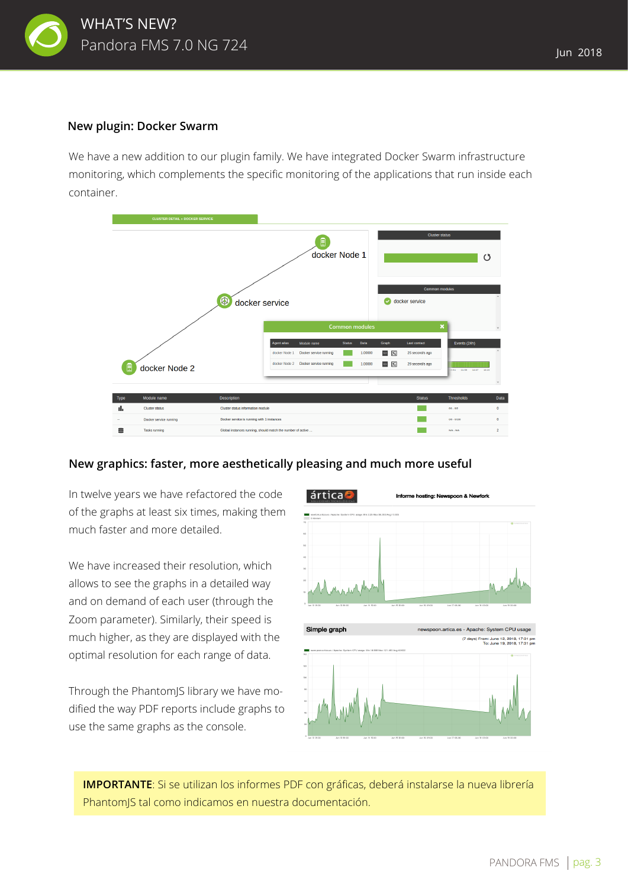## New plugin: Docker Swarm

We have a new addition to our plugin family. We have integrated Docker Swarm infrastructure monitoring, which complements the specific monitoring of the applications that run inside each container.

## New graphics: faster, more aesthetically pleasing and much more useful

In twelve years we have refactored the code of the graphs at least six times, making them much faster and more detailed.

We have increased their resolution, which allows to see the graphs in a detailed way and on demand of each user (through the Zoom parameter). Similarly, their speed is much higher, as they are displayed with the optimal resolution for each range of data.

Through the PhantomJS library we have modified the way PDF reports include graphs to use the same graphs as the console.

**IMPORTANTE**: Si se utilizan los informes PDF con gráficas, deberá instalarse la nueva librería PhantomJS tal como indicamos en nuestra documentación.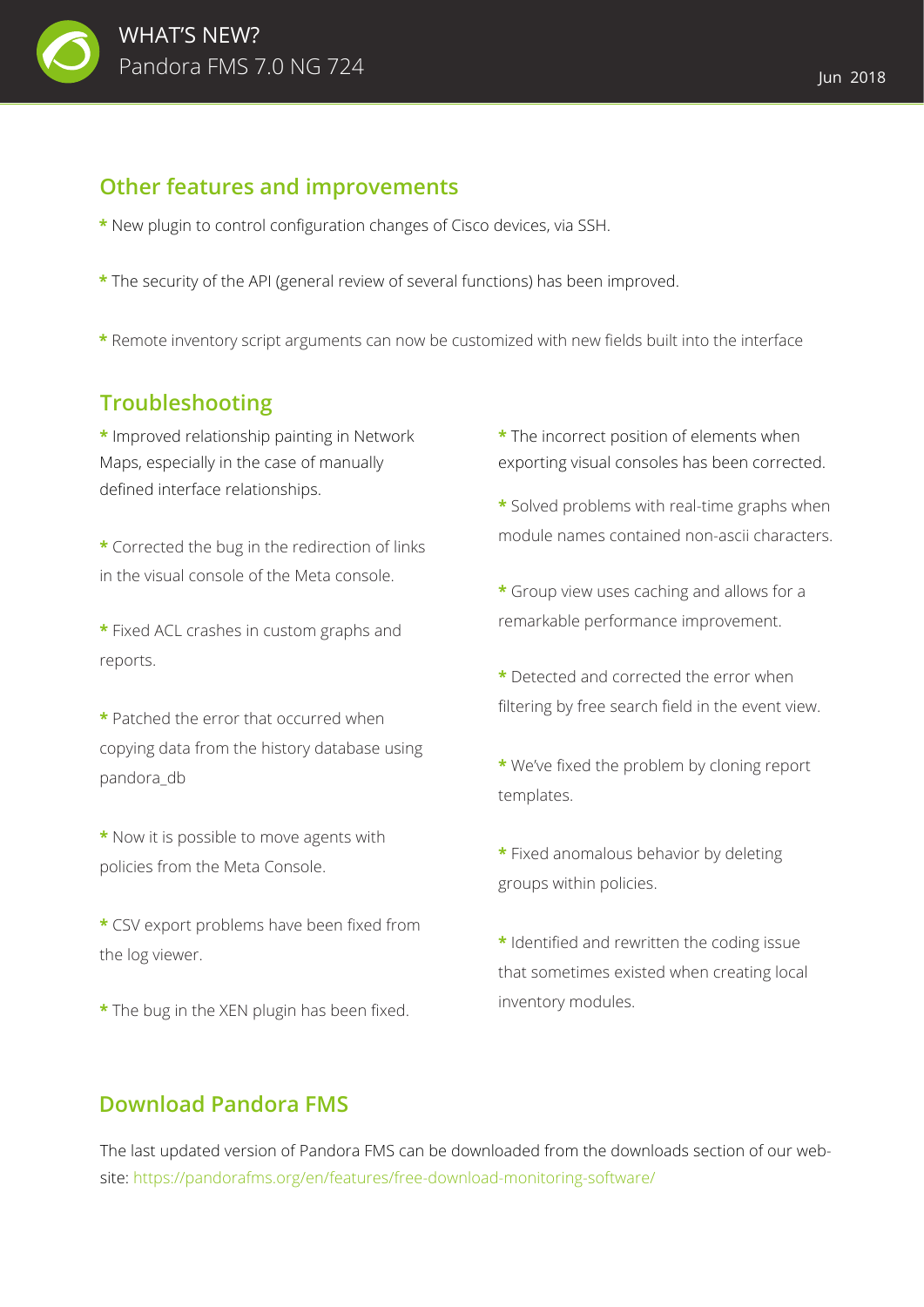## Other features and improvements

* New plugin to control configuration changes of Cisco devices, via SSH.

* The security of the API (general review of several functions) has been improved.

* Remote inventory script arguments can now be customized with new fields built into the interface

## Troubleshooting

* Improved relationship painting in Network Maps, especially in the case of manually defined interface relationships.

* Corrected the bug in the redirection of links in the visual console of the Meta console.

* Fixed ACL crashes in custom graphs and reports.

* Patched the error that occurred when copying data from the history database using pandora_db

* Now it is possible to move agents with policies from the Meta Console.

* CSV export problems have been fixed from the log viewer.

* The bug in the XEN plugin has been fixed.

* The incorrect position of elements when exporting visual consoles has been corrected.

* Solved problems with real-time graphs when module names contained non-ascii characters.

* Group view uses caching and allows for a remarkable performance improvement.

* Detected and corrected the error when filtering by free search field in the event view.

* We've fixed the problem by cloning report templates.

* Fixed anomalous behavior by deleting groups within policies.

* Identified and rewritten the coding issue that sometimes existed when creating local inventory modules.

## Download Pandora FMS

The last updated version of Pandora FMS can be downloaded from the downloads section of our website: https://pandorafms.org/en/features/free-download-monitoring-software/